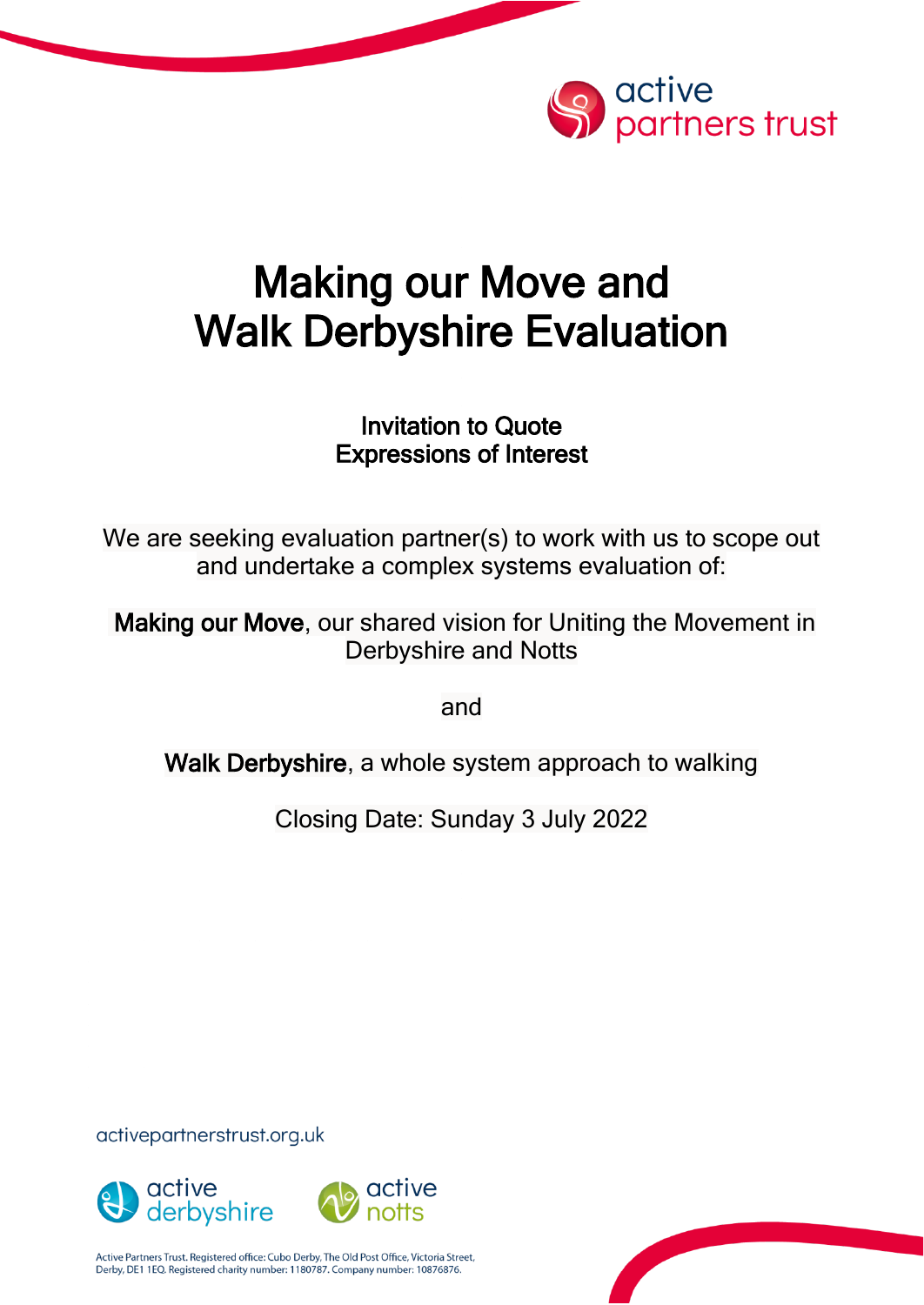active partners trust

# Making our Move and Walk Derbyshire Evaluation

**Invitation to Quote**
**Expressions of Interest**

We are seeking evaluation partner(s) to work with us to scope out and undertake a complex systems evaluation of:

**Making our Move**, our shared vision for Uniting the Movement in Derbyshire and Notts

and

**Walk Derbyshire**, a whole system approach to walking

Closing Date: Sunday 3 July 2022

activepartnerstrust.org.uk

active derbyshire

active notts

Active Partners Trust. Registered office: Cubo Derby, The Old Post Office, Victoria Street, Derby, DE1 1EQ. Registered charity number: 1180787. Company number: 10876876.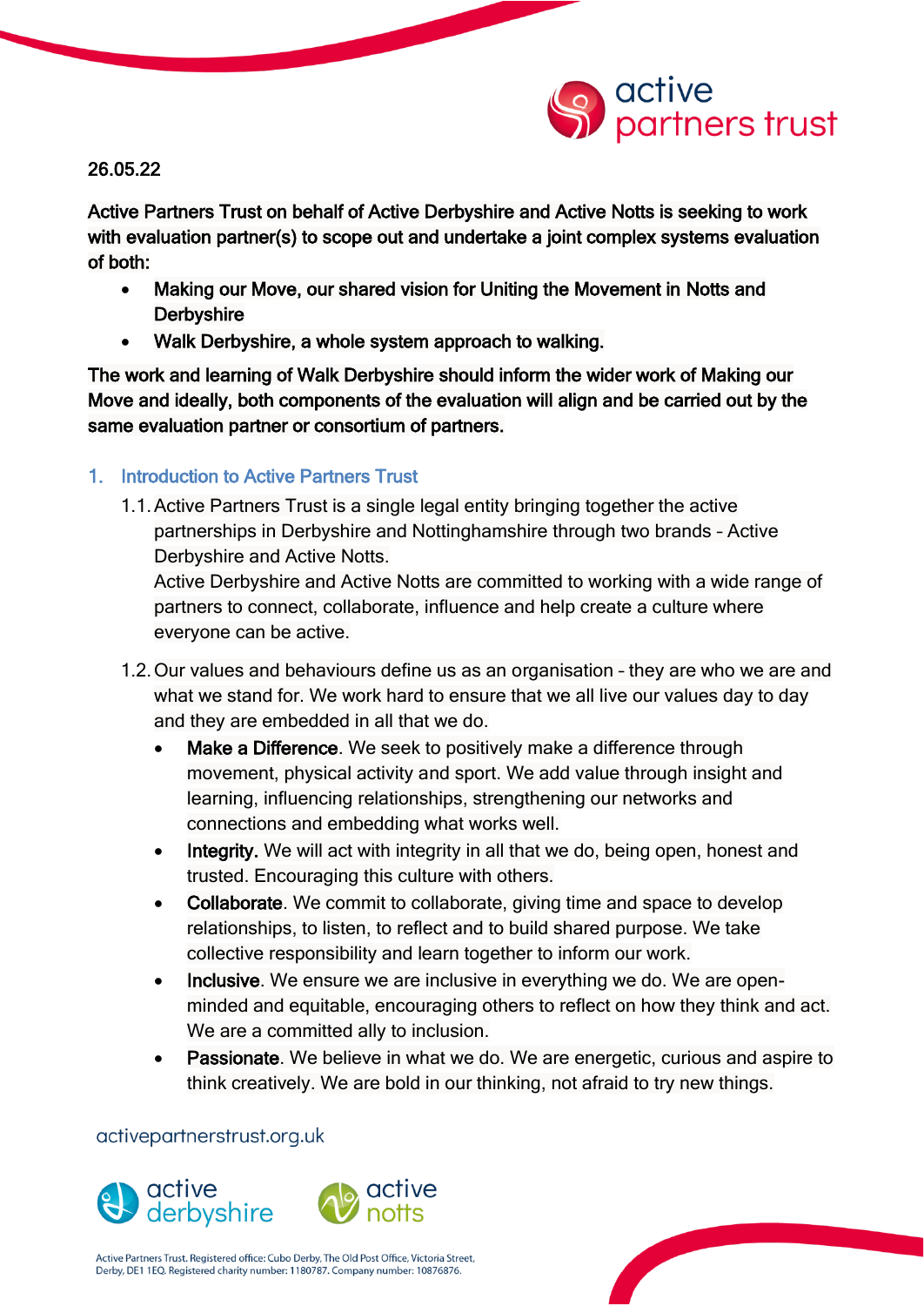26.05.22

**Active Partners Trust on behalf of Active Derbyshire and Active Notts is seeking to work with evaluation partner(s) to scope out and undertake a joint complex systems evaluation of both:**

- **Making our Move, our shared vision for Uniting the Movement in Notts and Derbyshire**
- **Walk Derbyshire, a whole system approach to walking.**

**The work and learning of Walk Derbyshire should inform the wider work of Making our Move and ideally, both components of the evaluation will align and be carried out by the same evaluation partner or consortium of partners.**

## 1. Introduction to Active Partners Trust

1.1. Active Partners Trust is a single legal entity bringing together the active partnerships in Derbyshire and Nottinghamshire through two brands – Active Derbyshire and Active Notts.
Active Derbyshire and Active Notts are committed to working with a wide range of partners to connect, collaborate, influence and help create a culture where everyone can be active.

1.2. Our values and behaviours define us as an organisation – they are who we are and what we stand for. We work hard to ensure that we all live our values day to day and they are embedded in all that we do.

- **Make a Difference**. We seek to positively make a difference through movement, physical activity and sport. We add value through insight and learning, influencing relationships, strengthening our networks and connections and embedding what works well.
- **Integrity.** We will act with integrity in all that we do, being open, honest and trusted. Encouraging this culture with others.
- **Collaborate**. We commit to collaborate, giving time and space to develop relationships, to listen, to reflect and to build shared purpose. We take collective responsibility and learn together to inform our work.
- **Inclusive**. We ensure we are inclusive in everything we do. We are open-minded and equitable, encouraging others to reflect on how they think and act. We are a committed ally to inclusion.
- **Passionate**. We believe in what we do. We are energetic, curious and aspire to think creatively. We are bold in our thinking, not afraid to try new things.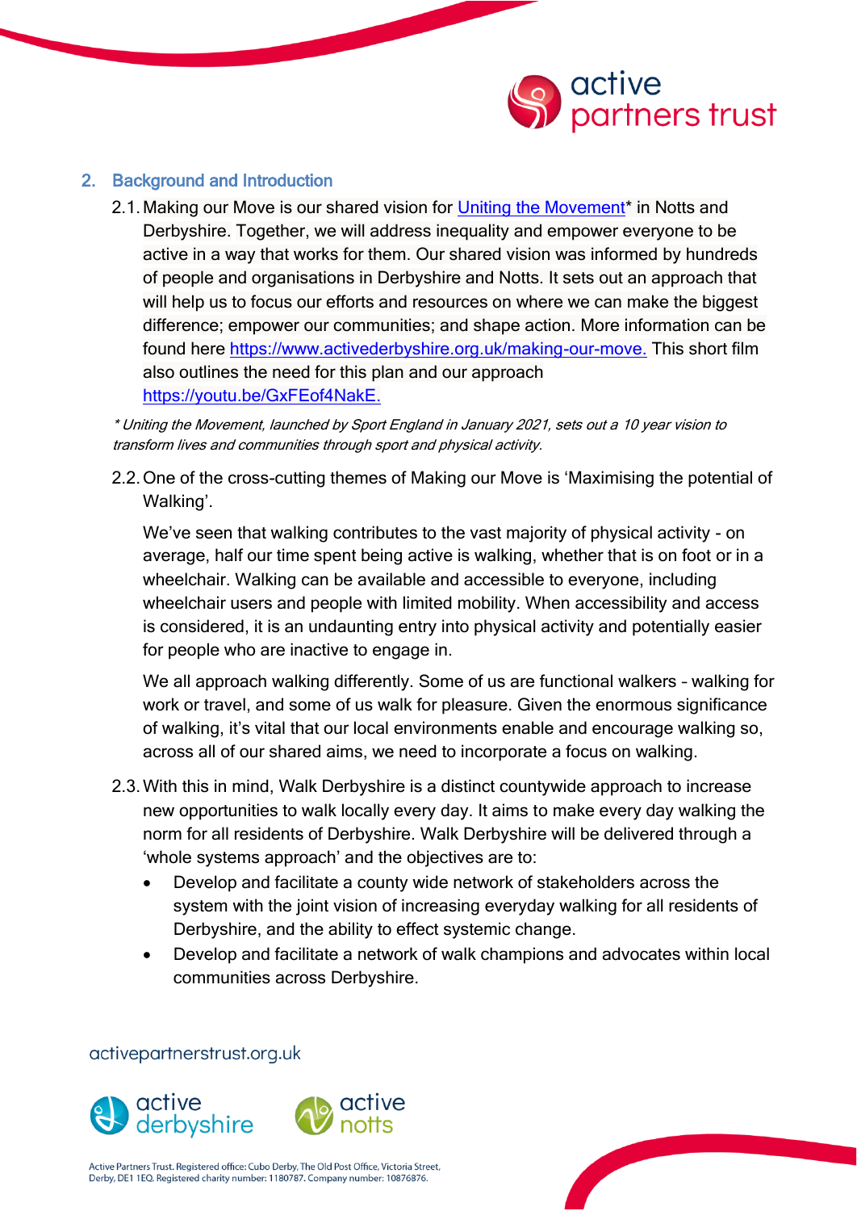## 2. Background and Introduction

2.1. Making our Move is our shared vision for [Uniting the Movement]* in Notts and Derbyshire. Together, we will address inequality and empower everyone to be active in a way that works for them. Our shared vision was informed by hundreds of people and organisations in Derbyshire and Notts. It sets out an approach that will help us to focus our efforts and resources on where we can make the biggest difference; empower our communities; and shape action. More information can be found here https://www.activederbyshire.org.uk/making-our-move. This short film also outlines the need for this plan and our approach https://youtu.be/GxFEof4NakE.

*\* Uniting the Movement, launched by Sport England in January 2021, sets out a 10 year vision to transform lives and communities through sport and physical activity.*

2.2. One of the cross-cutting themes of Making our Move is 'Maximising the potential of Walking'.

We've seen that walking contributes to the vast majority of physical activity - on average, half our time spent being active is walking, whether that is on foot or in a wheelchair. Walking can be available and accessible to everyone, including wheelchair users and people with limited mobility. When accessibility and access is considered, it is an undaunting entry into physical activity and potentially easier for people who are inactive to engage in.

We all approach walking differently. Some of us are functional walkers – walking for work or travel, and some of us walk for pleasure. Given the enormous significance of walking, it's vital that our local environments enable and encourage walking so, across all of our shared aims, we need to incorporate a focus on walking.

2.3. With this in mind, Walk Derbyshire is a distinct countywide approach to increase new opportunities to walk locally every day. It aims to make every day walking the norm for all residents of Derbyshire. Walk Derbyshire will be delivered through a 'whole systems approach' and the objectives are to:

- Develop and facilitate a county wide network of stakeholders across the system with the joint vision of increasing everyday walking for all residents of Derbyshire, and the ability to effect systemic change.
- Develop and facilitate a network of walk champions and advocates within local communities across Derbyshire.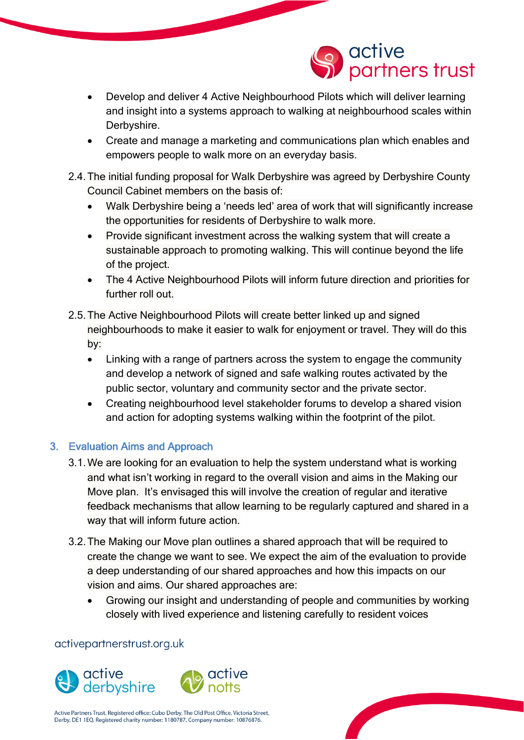- Develop and deliver 4 Active Neighbourhood Pilots which will deliver learning and insight into a systems approach to walking at neighbourhood scales within Derbyshire.
- Create and manage a marketing and communications plan which enables and empowers people to walk more on an everyday basis.

2.4. The initial funding proposal for Walk Derbyshire was agreed by Derbyshire County Council Cabinet members on the basis of:

- Walk Derbyshire being a 'needs led' area of work that will significantly increase the opportunities for residents of Derbyshire to walk more.
- Provide significant investment across the walking system that will create a sustainable approach to promoting walking. This will continue beyond the life of the project.
- The 4 Active Neighbourhood Pilots will inform future direction and priorities for further roll out.

2.5. The Active Neighbourhood Pilots will create better linked up and signed neighbourhoods to make it easier to walk for enjoyment or travel. They will do this by:

- Linking with a range of partners across the system to engage the community and develop a network of signed and safe walking routes activated by the public sector, voluntary and community sector and the private sector.
- Creating neighbourhood level stakeholder forums to develop a shared vision and action for adopting systems walking within the footprint of the pilot.

## 3. Evaluation Aims and Approach

3.1. We are looking for an evaluation to help the system understand what is working and what isn't working in regard to the overall vision and aims in the Making our Move plan. It's envisaged this will involve the creation of regular and iterative feedback mechanisms that allow learning to be regularly captured and shared in a way that will inform future action.

3.2. The Making our Move plan outlines a shared approach that will be required to create the change we want to see. We expect the aim of the evaluation to provide a deep understanding of our shared approaches and how this impacts on our vision and aims. Our shared approaches are:

- Growing our insight and understanding of people and communities by working closely with lived experience and listening carefully to resident voices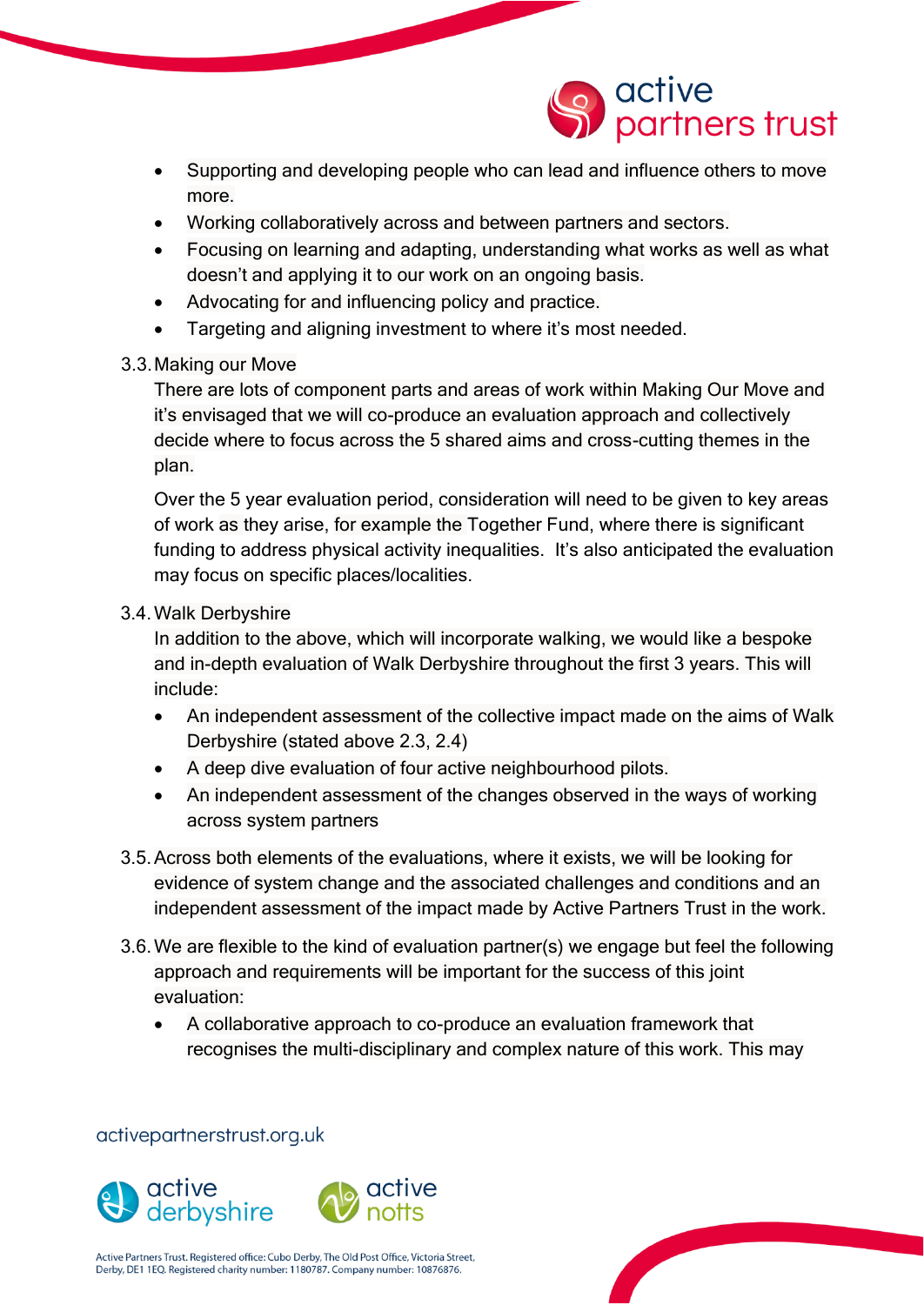- Supporting and developing people who can lead and influence others to move more.
- Working collaboratively across and between partners and sectors.
- Focusing on learning and adapting, understanding what works as well as what doesn't and applying it to our work on an ongoing basis.
- Advocating for and influencing policy and practice.
- Targeting and aligning investment to where it's most needed.

3.3. Making our Move

There are lots of component parts and areas of work within Making Our Move and it's envisaged that we will co-produce an evaluation approach and collectively decide where to focus across the 5 shared aims and cross-cutting themes in the plan.

Over the 5 year evaluation period, consideration will need to be given to key areas of work as they arise, for example the Together Fund, where there is significant funding to address physical activity inequalities. It's also anticipated the evaluation may focus on specific places/localities.

3.4. Walk Derbyshire

In addition to the above, which will incorporate walking, we would like a bespoke and in-depth evaluation of Walk Derbyshire throughout the first 3 years. This will include:

- An independent assessment of the collective impact made on the aims of Walk Derbyshire (stated above 2.3, 2.4)
- A deep dive evaluation of four active neighbourhood pilots.
- An independent assessment of the changes observed in the ways of working across system partners

3.5. Across both elements of the evaluations, where it exists, we will be looking for evidence of system change and the associated challenges and conditions and an independent assessment of the impact made by Active Partners Trust in the work.

3.6. We are flexible to the kind of evaluation partner(s) we engage but feel the following approach and requirements will be important for the success of this joint evaluation:

- A collaborative approach to co-produce an evaluation framework that recognises the multi-disciplinary and complex nature of this work. This may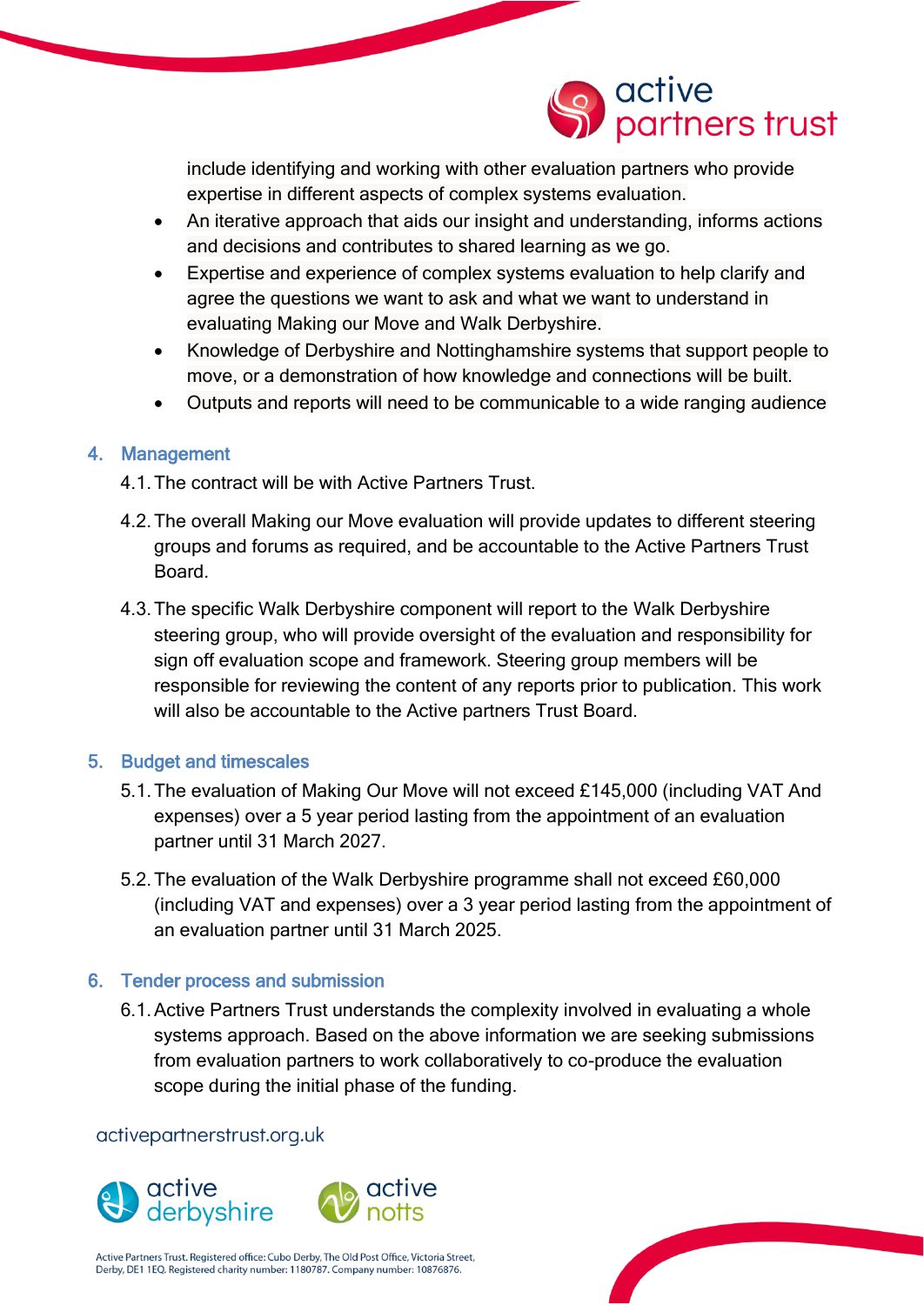include identifying and working with other evaluation partners who provide expertise in different aspects of complex systems evaluation.

- An iterative approach that aids our insight and understanding, informs actions and decisions and contributes to shared learning as we go.
- Expertise and experience of complex systems evaluation to help clarify and agree the questions we want to ask and what we want to understand in evaluating Making our Move and Walk Derbyshire.
- Knowledge of Derbyshire and Nottinghamshire systems that support people to move, or a demonstration of how knowledge and connections will be built.
- Outputs and reports will need to be communicable to a wide ranging audience

## 4. Management

4.1. The contract will be with Active Partners Trust.

4.2. The overall Making our Move evaluation will provide updates to different steering groups and forums as required, and be accountable to the Active Partners Trust Board.

4.3. The specific Walk Derbyshire component will report to the Walk Derbyshire steering group, who will provide oversight of the evaluation and responsibility for sign off evaluation scope and framework. Steering group members will be responsible for reviewing the content of any reports prior to publication. This work will also be accountable to the Active partners Trust Board.

## 5. Budget and timescales

5.1. The evaluation of Making Our Move will not exceed £145,000 (including VAT And expenses) over a 5 year period lasting from the appointment of an evaluation partner until 31 March 2027.

5.2. The evaluation of the Walk Derbyshire programme shall not exceed £60,000 (including VAT and expenses) over a 3 year period lasting from the appointment of an evaluation partner until 31 March 2025.

## 6. Tender process and submission

6.1. Active Partners Trust understands the complexity involved in evaluating a whole systems approach. Based on the above information we are seeking submissions from evaluation partners to work collaboratively to co-produce the evaluation scope during the initial phase of the funding.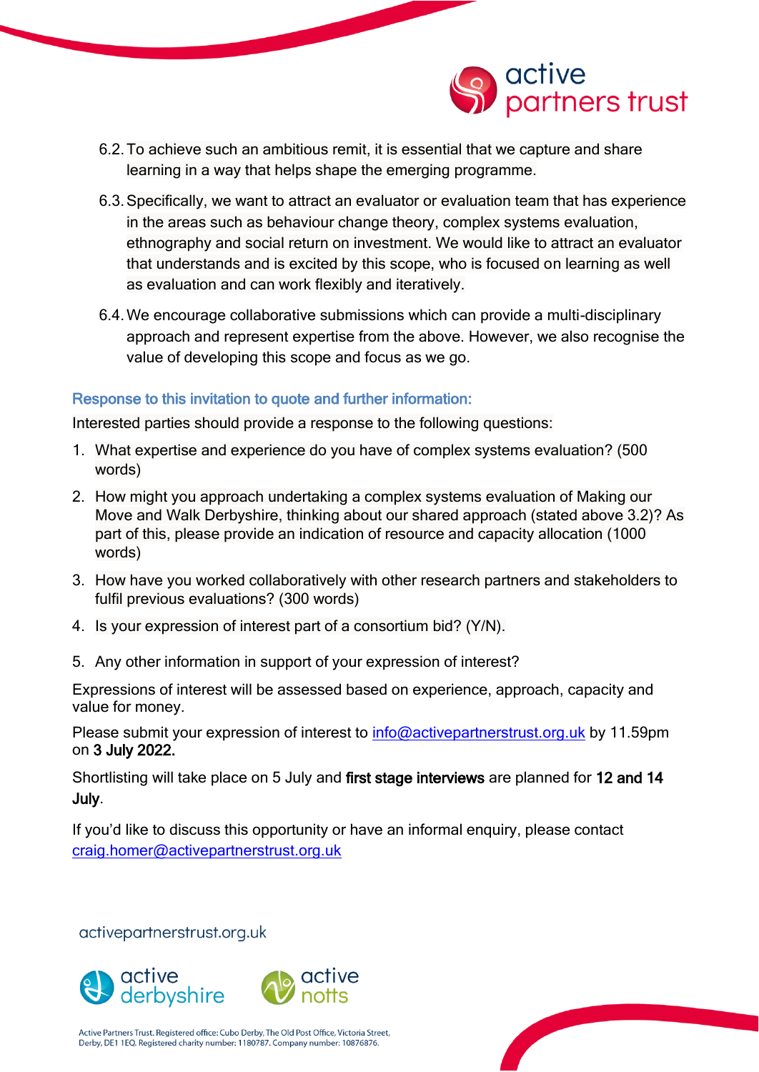6.2. To achieve such an ambitious remit, it is essential that we capture and share learning in a way that helps shape the emerging programme.

6.3. Specifically, we want to attract an evaluator or evaluation team that has experience in the areas such as behaviour change theory, complex systems evaluation, ethnography and social return on investment. We would like to attract an evaluator that understands and is excited by this scope, who is focused on learning as well as evaluation and can work flexibly and iteratively.

6.4. We encourage collaborative submissions which can provide a multi-disciplinary approach and represent expertise from the above. However, we also recognise the value of developing this scope and focus as we go.

### Response to this invitation to quote and further information:

Interested parties should provide a response to the following questions:

1. What expertise and experience do you have of complex systems evaluation? (500 words)
2. How might you approach undertaking a complex systems evaluation of Making our Move and Walk Derbyshire, thinking about our shared approach (stated above 3.2)? As part of this, please provide an indication of resource and capacity allocation (1000 words)
3. How have you worked collaboratively with other research partners and stakeholders to fulfil previous evaluations? (300 words)
4. Is your expression of interest part of a consortium bid? (Y/N).
5. Any other information in support of your expression of interest?

Expressions of interest will be assessed based on experience, approach, capacity and value for money.

Please submit your expression of interest to info@activepartnerstrust.org.uk by 11.59pm on **3 July 2022.**

Shortlisting will take place on 5 July and **first stage interviews** are planned for **12 and 14 July**.

If you'd like to discuss this opportunity or have an informal enquiry, please contact craig.homer@activepartnerstrust.org.uk

activepartnerstrust.org.uk

Active Partners Trust. Registered office: Cubo Derby, The Old Post Office, Victoria Street, Derby, DE1 1EQ. Registered charity number: 1180787. Company number: 10876876.